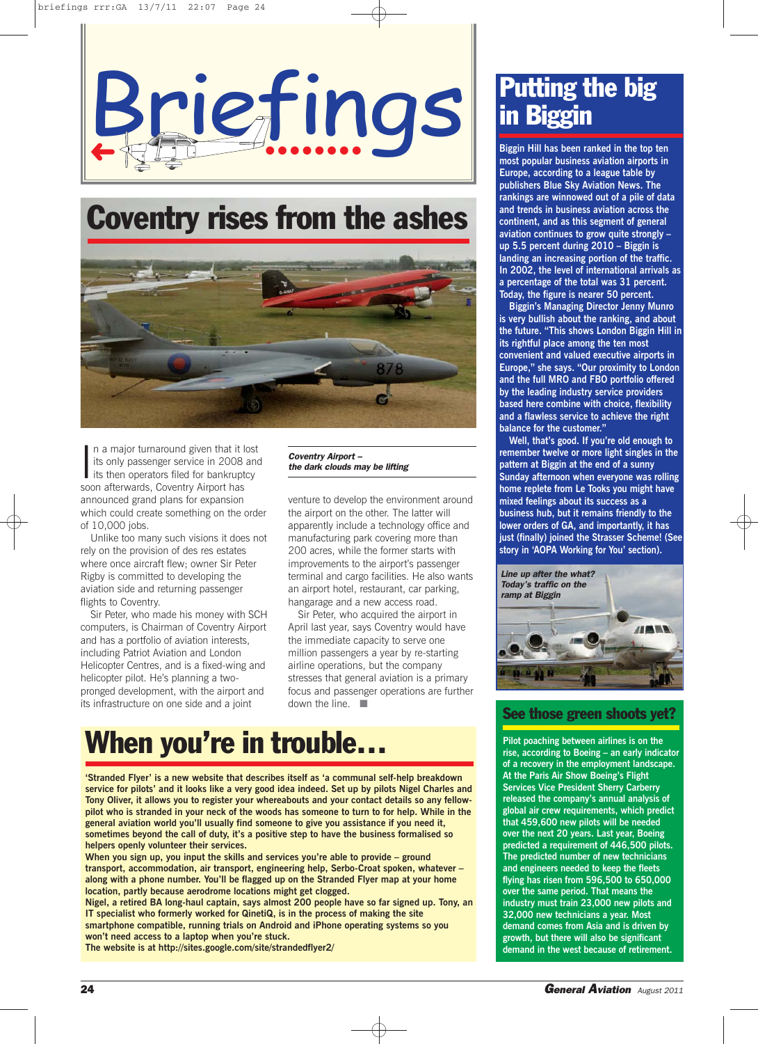# Briefings

## Coventry rises from the ashes

In a major turnaround given that it lost its only passenger service in 2008 and its then operators filed for bankruptcy soon afterwards, Coventry Airport has announced grand plans for expansion which could create something on the order of 10,000 jobs.

Unlike too many such visions it does not rely on the provision of des res estates where once aircraft flew; owner Sir Peter Rigby is committed to developing the aviation side and returning passenger flights to Coventry.

Sir Peter, who made his money with SCH computers, is Chairman of Coventry Airport and has a portfolio of aviation interests, including Patriot Aviation and London Helicopter Centres, and is a fixed-wing and helicopter pilot. He's planning a two-pronged development, with the airport and its infrastructure on one side and a joint venture to develop the environment around the airport on the other. The latter will apparently include a technology office and manufacturing park covering more than 200 acres, while the former starts with improvements to the airport's passenger terminal and cargo facilities. He also wants an airport hotel, restaurant, car parking, hangarage and a new access road.

Sir Peter, who acquired the airport in April last year, says Coventry would have the immediate capacity to serve one million passengers a year by re-starting airline operations, but the company stresses that general aviation is a primary focus and passenger operations are further down the line. ■

*Coventry Airport – the dark clouds may be lifting*

## When you're in trouble…

**'Stranded Flyer' is a new website that describes itself as 'a communal self-help breakdown service for pilots' and it looks like a very good idea indeed. Set up by pilots Nigel Charles and Tony Oliver, it allows you to register your whereabouts and your contact details so any fellow-pilot who is stranded in your neck of the woods has someone to turn to for help. While in the general aviation world you'll usually find someone to give you assistance if you need it, sometimes beyond the call of duty, it's a positive step to have the business formalised so helpers openly volunteer their services.**

**When you sign up, you input the skills and services you're able to provide – ground transport, accommodation, air transport, engineering help, Serbo-Croat spoken, whatever – along with a phone number. You'll be flagged up on the Stranded Flyer map at your home location, partly because aerodrome locations might get clogged.**

**Nigel, a retired BA long-haul captain, says almost 200 people have so far signed up. Tony, an IT specialist who formerly worked for QinetiQ, is in the process of making the site smartphone compatible, running trials on Android and iPhone operating systems so you won't need access to a laptop when you're stuck.**

**The website is at http://sites.google.com/site/strandedflyer2/**

## Putting the big in Biggin

**Biggin Hill has been ranked in the top ten most popular business aviation airports in Europe, according to a league table by publishers Blue Sky Aviation News. The rankings are winnowed out of a pile of data and trends in business aviation across the continent, and as this segment of general aviation continues to grow quite strongly – up 5.5 percent during 2010 – Biggin is landing an increasing portion of the traffic. In 2002, the level of international arrivals as a percentage of the total was 31 percent. Today, the figure is nearer 50 percent.**

**Biggin's Managing Director Jenny Munro is very bullish about the ranking, and about the future. "This shows London Biggin Hill in its rightful place among the ten most convenient and valued executive airports in Europe," she says. "Our proximity to London and the full MRO and FBO portfolio offered by the leading industry service providers based here combine with choice, flexibility and a flawless service to achieve the right balance for the customer."**

**Well, that's good. If you're old enough to remember twelve or more light singles in the pattern at Biggin at the end of a sunny Sunday afternoon when everyone was rolling home replete from Le Tooks you might have mixed feelings about its success as a business hub, but it remains friendly to the lower orders of GA, and importantly, it has just (finally) joined the Strasser Scheme! (See story in 'AOPA Working for You' section).**

*Line up after the what? Today's traffic on the ramp at Biggin*

## See those green shoots yet?

**Pilot poaching between airlines is on the rise, according to Boeing – an early indicator of a recovery in the employment landscape. At the Paris Air Show Boeing's Flight Services Vice President Sherry Carberry released the company's annual analysis of global air crew requirements, which predict that 459,600 new pilots will be needed over the next 20 years. Last year, Boeing predicted a requirement of 446,500 pilots. The predicted number of new technicians and engineers needed to keep the fleets flying has risen from 596,500 to 650,000 over the same period. That means the industry must train 23,000 new pilots and 32,000 new technicians a year. Most demand comes from Asia and is driven by growth, but there will also be significant demand in the west because of retirement.**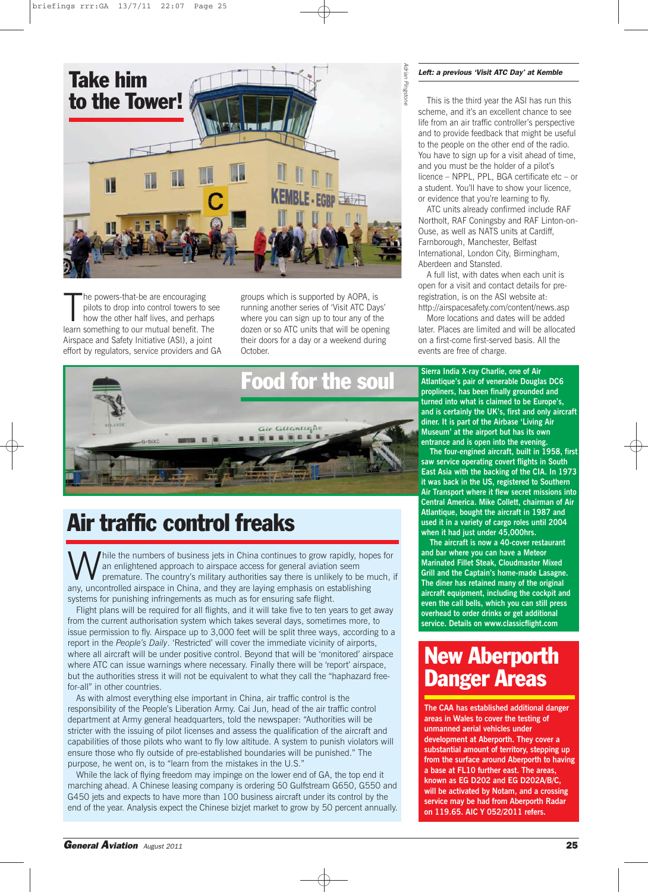# Take him to the Tower!

Adrian Pingstone

*Left: a previous 'Visit ATC Day' at Kemble*

The powers-that-be are encouraging pilots to drop into control towers to see how the other half lives, and perhaps learn something to our mutual benefit. The Airspace and Safety Initiative (ASI), a joint effort by regulators, service providers and GA groups which is supported by AOPA, is running another series of 'Visit ATC Days' where you can sign up to tour any of the dozen or so ATC units that will be opening their doors for a day or a weekend during October.

This is the third year the ASI has run this scheme, and it's an excellent chance to see life from an air traffic controller's perspective and to provide feedback that might be useful to the people on the other end of the radio. You have to sign up for a visit ahead of time, and you must be the holder of a pilot's licence – NPPL, PPL, BGA certificate etc – or a student. You'll have to show your licence, or evidence that you're learning to fly.

ATC units already confirmed include RAF Northolt, RAF Coningsby and RAF Linton-on-Ouse, as well as NATS units at Cardiff, Farnborough, Manchester, Belfast International, London City, Birmingham, Aberdeen and Stansted.

A full list, with dates when each unit is open for a visit and contact details for pre-registration, is on the ASI website at: http://airspacesafety.com/content/news.asp

More locations and dates will be added later. Places are limited and will be allocated on a first-come first-served basis. All the events are free of charge.

# Food for the soul

**Sierra India X-ray Charlie, one of Air Atlantique's pair of venerable Douglas DC6 propliners, has been finally grounded and turned into what is claimed to be Europe's, and is certainly the UK's, first and only aircraft diner. It is part of the Airbase 'Living Air Museum' at the airport but has its own entrance and is open into the evening.**

**The four-engined aircraft, built in 1958, first saw service operating covert flights in South East Asia with the backing of the CIA. In 1973 it was back in the US, registered to Southern Air Transport where it flew secret missions into Central America. Mike Collett, chairman of Air Atlantique, bought the aircraft in 1987 and used it in a variety of cargo roles until 2004 when it had just under 45,000hrs.**

**The aircraft is now a 40-cover restaurant and bar where you can have a Meteor Marinated Fillet Steak, Cloudmaster Mixed Grill and the Captain's home-made Lasagne. The diner has retained many of the original aircraft equipment, including the cockpit and even the call bells, which you can still press overhead to order drinks or get additional service. Details on www.classicflight.com**

# Air traffic control freaks

While the numbers of business jets in China continues to grow rapidly, hopes for an enlightened approach to airspace access for general aviation seem premature. The country's military authorities say there is unlikely to be much, if any, uncontrolled airspace in China, and they are laying emphasis on establishing systems for punishing infringements as much as for ensuring safe flight.

Flight plans will be required for all flights, and it will take five to ten years to get away from the current authorisation system which takes several days, sometimes more, to issue permission to fly. Airspace up to 3,000 feet will be split three ways, according to a report in the *People's Daily*. 'Restricted' will cover the immediate vicinity of airports, where all aircraft will be under positive control. Beyond that will be 'monitored' airspace where ATC can issue warnings where necessary. Finally there will be 'report' airspace, but the authorities stress it will not be equivalent to what they call the "haphazard free-for-all" in other countries.

As with almost everything else important in China, air traffic control is the responsibility of the People's Liberation Army. Cai Jun, head of the air traffic control department at Army general headquarters, told the newspaper: "Authorities will be stricter with the issuing of pilot licenses and assess the qualification of the aircraft and capabilities of those pilots who want to fly low altitude. A system to punish violators will ensure those who fly outside of pre-established boundaries will be punished." The purpose, he went on, is to "learn from the mistakes in the U.S."

While the lack of flying freedom may impinge on the lower end of GA, the top end it marching ahead. A Chinese leasing company is ordering 50 Gulfstream G650, G550 and G450 jets and expects to have more than 100 business aircraft under its control by the end of the year. Analysis expect the Chinese bizjet market to grow by 50 percent annually.

# New Aberporth Danger Areas

**The CAA has established additional danger areas in Wales to cover the testing of unmanned aerial vehicles under development at Aberporth. They cover a substantial amount of territory, stepping up from the surface around Aberporth to having a base at FL10 further east. The areas, known as EG D202 and EG D202A/B/C, will be activated by Notam, and a crossing service may be had from Aberporth Radar on 119.65. AIC Y 052/2011 refers.**